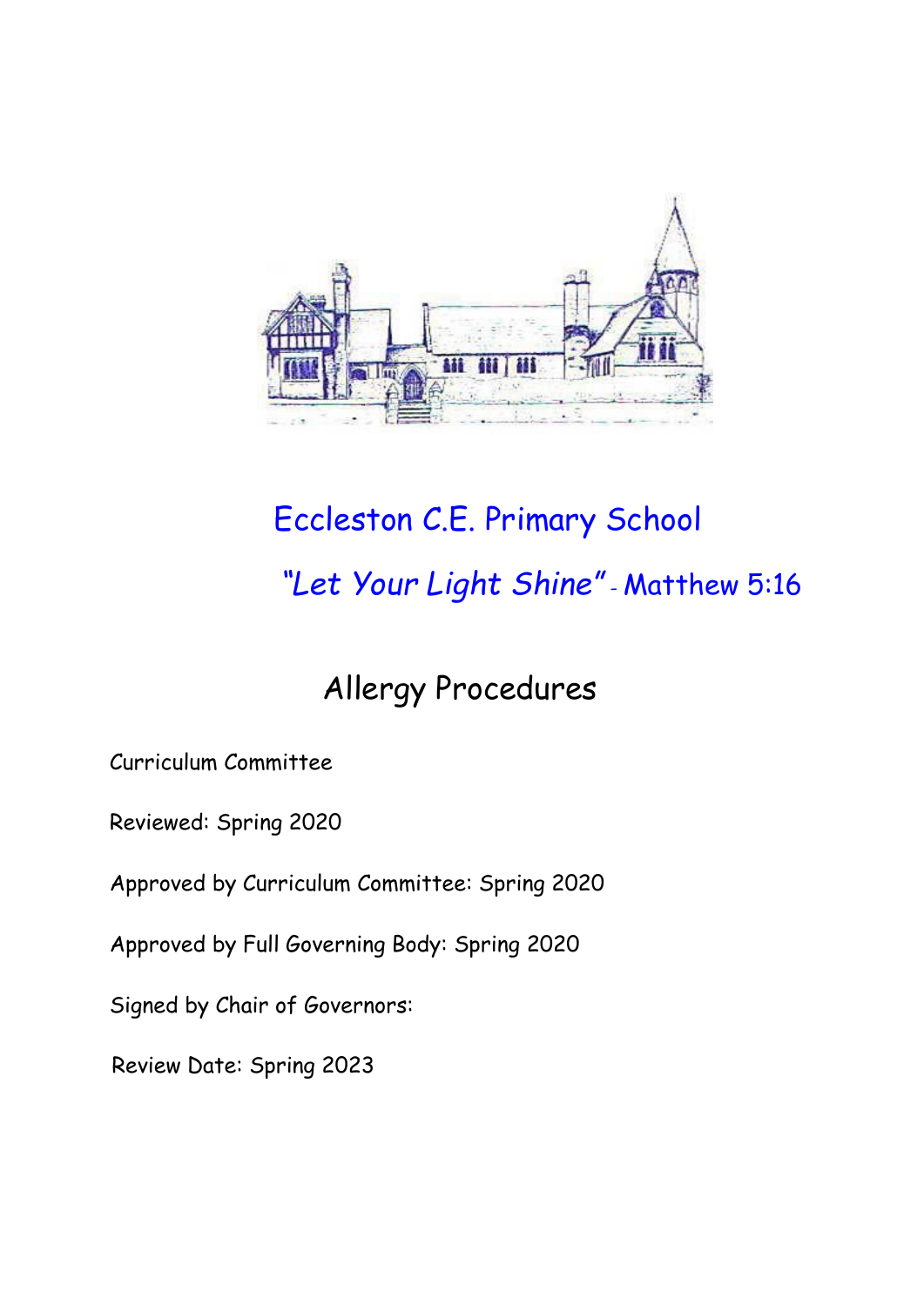# Eccleston C.E. Primary School

*"Let Your Light Shine"* - Matthew 5:16

## Allergy Procedures

Curriculum Committee

Reviewed: Spring 2020

Approved by Curriculum Committee: Spring 2020

Approved by Full Governing Body: Spring 2020

Signed by Chair of Governors:

Review Date: Spring 2023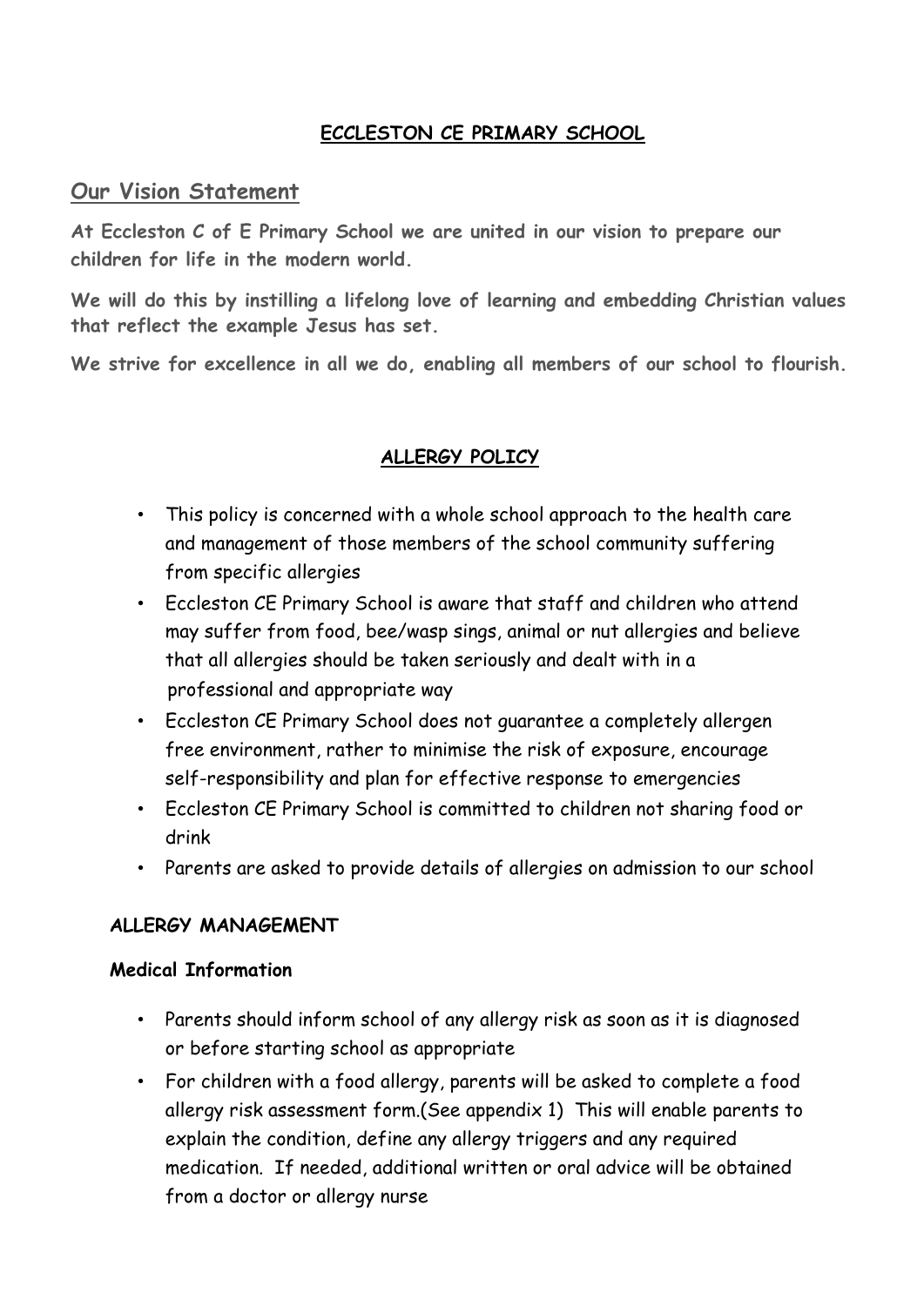**ECCLESTON CE PRIMARY SCHOOL**

## Our Vision Statement

**At Eccleston C of E Primary School we are united in our vision to prepare our children for life in the modern world.**

**We will do this by instilling a lifelong love of learning and embedding Christian values that reflect the example Jesus has set.**

**We strive for excellence in all we do, enabling all members of our school to flourish.**

**ALLERGY POLICY**

- This policy is concerned with a whole school approach to the health care and management of those members of the school community suffering from specific allergies
- Eccleston CE Primary School is aware that staff and children who attend may suffer from food, bee/wasp sings, animal or nut allergies and believe that all allergies should be taken seriously and dealt with in a professional and appropriate way
- Eccleston CE Primary School does not guarantee a completely allergen free environment, rather to minimise the risk of exposure, encourage self-responsibility and plan for effective response to emergencies
- Eccleston CE Primary School is committed to children not sharing food or drink
- Parents are asked to provide details of allergies on admission to our school

**ALLERGY MANAGEMENT**

**Medical Information**

- Parents should inform school of any allergy risk as soon as it is diagnosed or before starting school as appropriate
- For children with a food allergy, parents will be asked to complete a food allergy risk assessment form.(See appendix 1) This will enable parents to explain the condition, define any allergy triggers and any required medication. If needed, additional written or oral advice will be obtained from a doctor or allergy nurse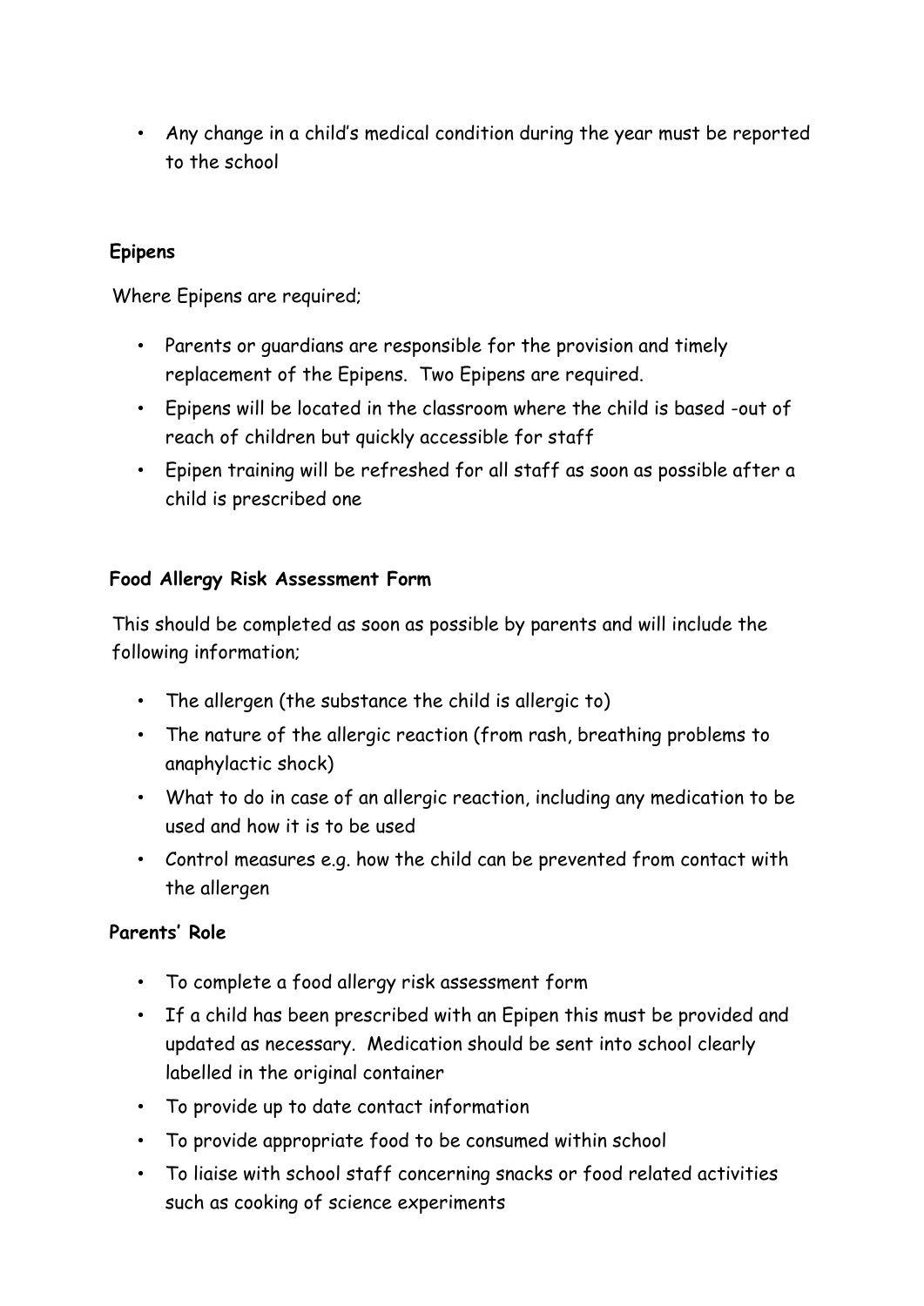- Any change in a child's medical condition during the year must be reported to the school

**Epipens**

Where Epipens are required;

- Parents or guardians are responsible for the provision and timely replacement of the Epipens. Two Epipens are required.
- Epipens will be located in the classroom where the child is based -out of reach of children but quickly accessible for staff
- Epipen training will be refreshed for all staff as soon as possible after a child is prescribed one

**Food Allergy Risk Assessment Form**

This should be completed as soon as possible by parents and will include the following information;

- The allergen (the substance the child is allergic to)
- The nature of the allergic reaction (from rash, breathing problems to anaphylactic shock)
- What to do in case of an allergic reaction, including any medication to be used and how it is to be used
- Control measures e.g. how the child can be prevented from contact with the allergen

**Parents' Role**

- To complete a food allergy risk assessment form
- If a child has been prescribed with an Epipen this must be provided and updated as necessary. Medication should be sent into school clearly labelled in the original container
- To provide up to date contact information
- To provide appropriate food to be consumed within school
- To liaise with school staff concerning snacks or food related activities such as cooking of science experiments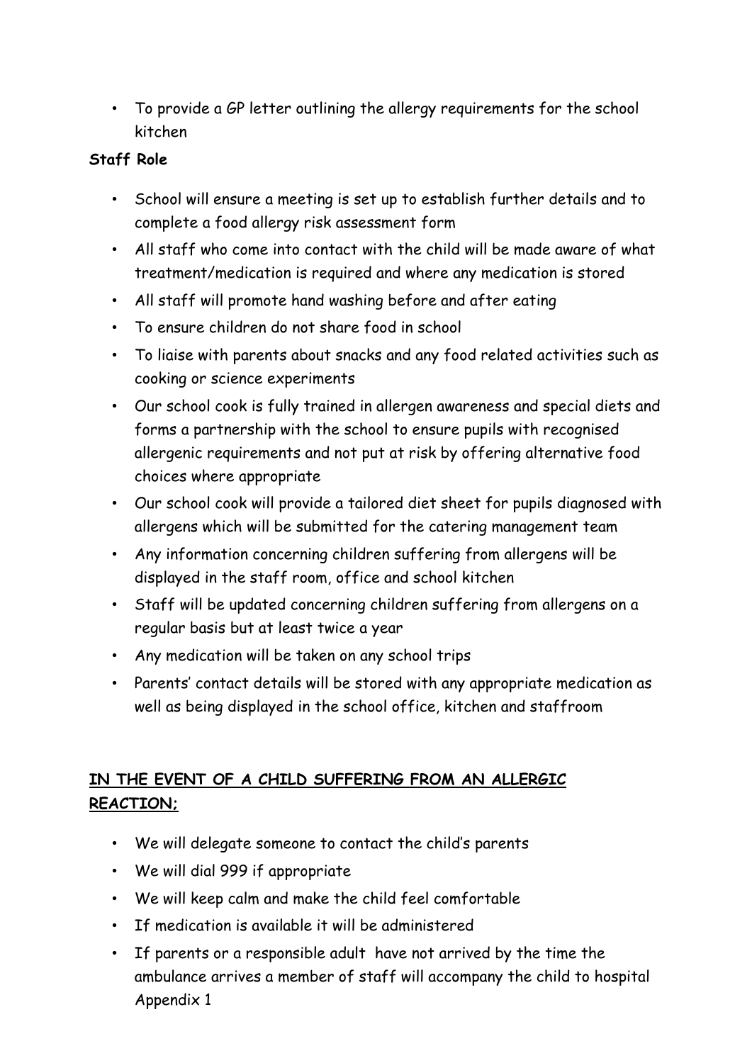- To provide a GP letter outlining the allergy requirements for the school kitchen

**Staff Role**

- School will ensure a meeting is set up to establish further details and to complete a food allergy risk assessment form
- All staff who come into contact with the child will be made aware of what treatment/medication is required and where any medication is stored
- All staff will promote hand washing before and after eating
- To ensure children do not share food in school
- To liaise with parents about snacks and any food related activities such as cooking or science experiments
- Our school cook is fully trained in allergen awareness and special diets and forms a partnership with the school to ensure pupils with recognised allergenic requirements and not put at risk by offering alternative food choices where appropriate
- Our school cook will provide a tailored diet sheet for pupils diagnosed with allergens which will be submitted for the catering management team
- Any information concerning children suffering from allergens will be displayed in the staff room, office and school kitchen
- Staff will be updated concerning children suffering from allergens on a regular basis but at least twice a year
- Any medication will be taken on any school trips
- Parents' contact details will be stored with any appropriate medication as well as being displayed in the school office, kitchen and staffroom

**IN THE EVENT OF A CHILD SUFFERING FROM AN ALLERGIC REACTION;**

- We will delegate someone to contact the child's parents
- We will dial 999 if appropriate
- We will keep calm and make the child feel comfortable
- If medication is available it will be administered
- If parents or a responsible adult have not arrived by the time the ambulance arrives a member of staff will accompany the child to hospital

Appendix 1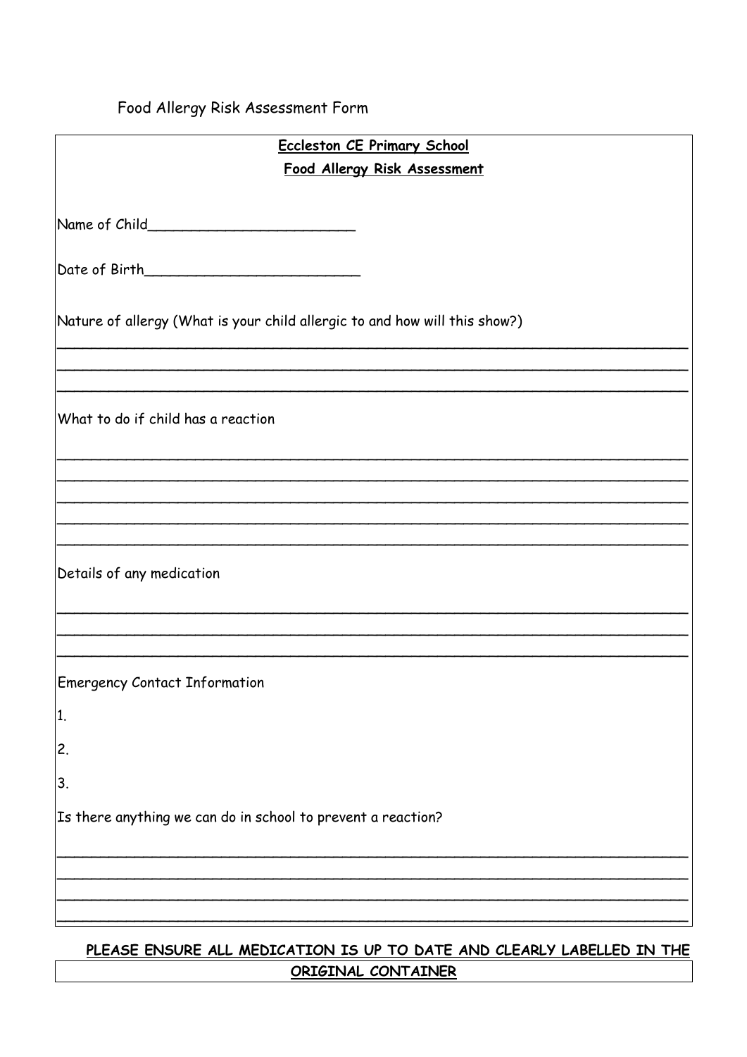Food Allergy Risk Assessment Form

**<u>Eccleston CE Primary School</u>**

**<u>Food Allergy Risk Assessment</u>**

Name of Child________________________

Date of Birth_________________________

Nature of allergy (What is your child allergic to and how will this show?)

______________________________________________________________________

______________________________________________________________________

______________________________________________________________________

What to do if child has a reaction

______________________________________________________________________

______________________________________________________________________

______________________________________________________________________

______________________________________________________________________

______________________________________________________________________

Details of any medication

______________________________________________________________________

______________________________________________________________________

______________________________________________________________________

Emergency Contact Information

1.

2.

3.

Is there anything we can do in school to prevent a reaction?

______________________________________________________________________

______________________________________________________________________

______________________________________________________________________

______________________________________________________________________

**<u>PLEASE ENSURE ALL MEDICATION IS UP TO DATE AND CLEARLY LABELLED IN THE ORIGINAL CONTAINER</u>**